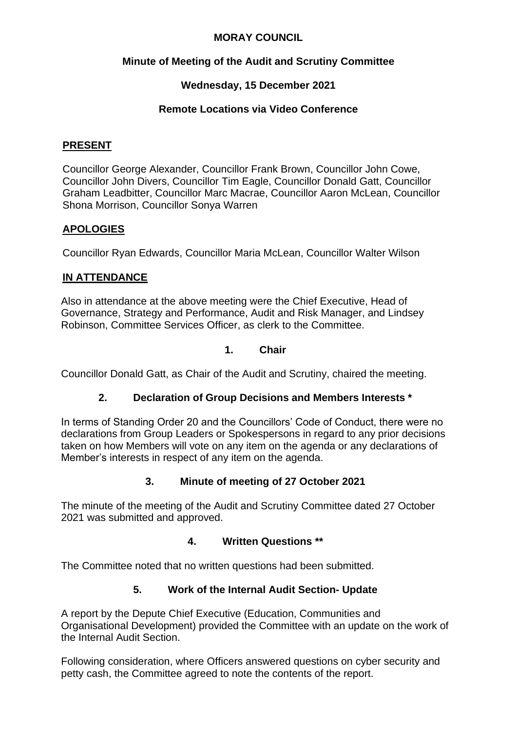# MORAY COUNCIL

## Minute of Meeting of the Audit and Scrutiny Committee

## Wednesday, 15 December 2021

## Remote Locations via Video Conference

### PRESENT

Councillor George Alexander, Councillor Frank Brown, Councillor John Cowe, Councillor John Divers, Councillor Tim Eagle, Councillor Donald Gatt, Councillor Graham Leadbitter, Councillor Marc Macrae, Councillor Aaron McLean, Councillor Shona Morrison, Councillor Sonya Warren

### APOLOGIES

Councillor Ryan Edwards, Councillor Maria McLean, Councillor Walter Wilson

### IN ATTENDANCE

Also in attendance at the above meeting were the Chief Executive, Head of Governance, Strategy and Performance, Audit and Risk Manager, and Lindsey Robinson, Committee Services Officer, as clerk to the Committee.

### 1. Chair

Councillor Donald Gatt, as Chair of the Audit and Scrutiny, chaired the meeting.

### 2. Declaration of Group Decisions and Members Interests *

In terms of Standing Order 20 and the Councillors' Code of Conduct, there were no declarations from Group Leaders or Spokespersons in regard to any prior decisions taken on how Members will vote on any item on the agenda or any declarations of Member's interests in respect of any item on the agenda.

### 3. Minute of meeting of 27 October 2021

The minute of the meeting of the Audit and Scrutiny Committee dated 27 October 2021 was submitted and approved.

### 4. Written Questions **

The Committee noted that no written questions had been submitted.

### 5. Work of the Internal Audit Section- Update

A report by the Depute Chief Executive (Education, Communities and Organisational Development) provided the Committee with an update on the work of the Internal Audit Section.

Following consideration, where Officers answered questions on cyber security and petty cash, the Committee agreed to note the contents of the report.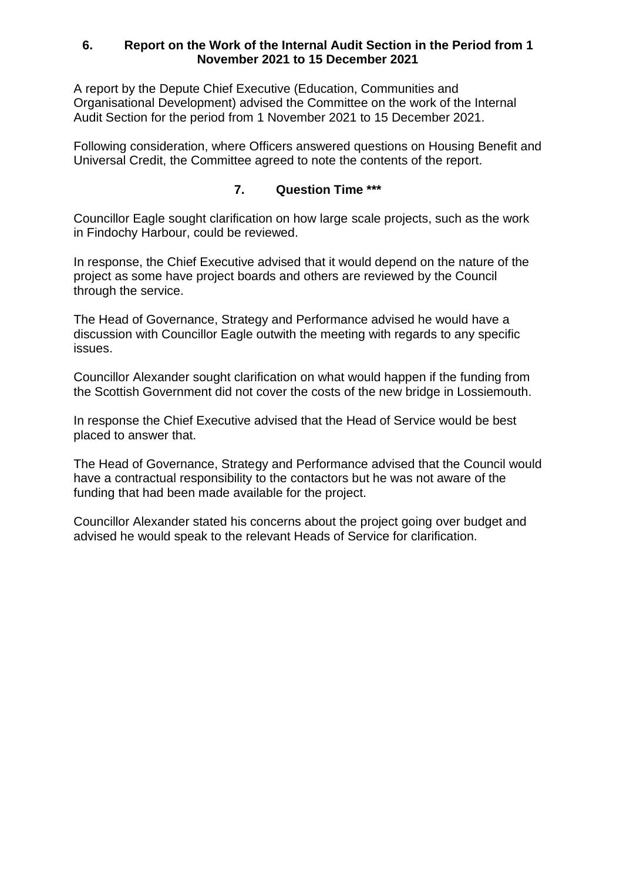## 6. Report on the Work of the Internal Audit Section in the Period from 1 November 2021 to 15 December 2021

A report by the Depute Chief Executive (Education, Communities and Organisational Development) advised the Committee on the work of the Internal Audit Section for the period from 1 November 2021 to 15 December 2021.

Following consideration, where Officers answered questions on Housing Benefit and Universal Credit, the Committee agreed to note the contents of the report.

## 7. Question Time ***

Councillor Eagle sought clarification on how large scale projects, such as the work in Findochy Harbour, could be reviewed.

In response, the Chief Executive advised that it would depend on the nature of the project as some have project boards and others are reviewed by the Council through the service.

The Head of Governance, Strategy and Performance advised he would have a discussion with Councillor Eagle outwith the meeting with regards to any specific issues.

Councillor Alexander sought clarification on what would happen if the funding from the Scottish Government did not cover the costs of the new bridge in Lossiemouth.

In response the Chief Executive advised that the Head of Service would be best placed to answer that.

The Head of Governance, Strategy and Performance advised that the Council would have a contractual responsibility to the contactors but he was not aware of the funding that had been made available for the project.

Councillor Alexander stated his concerns about the project going over budget and advised he would speak to the relevant Heads of Service for clarification.